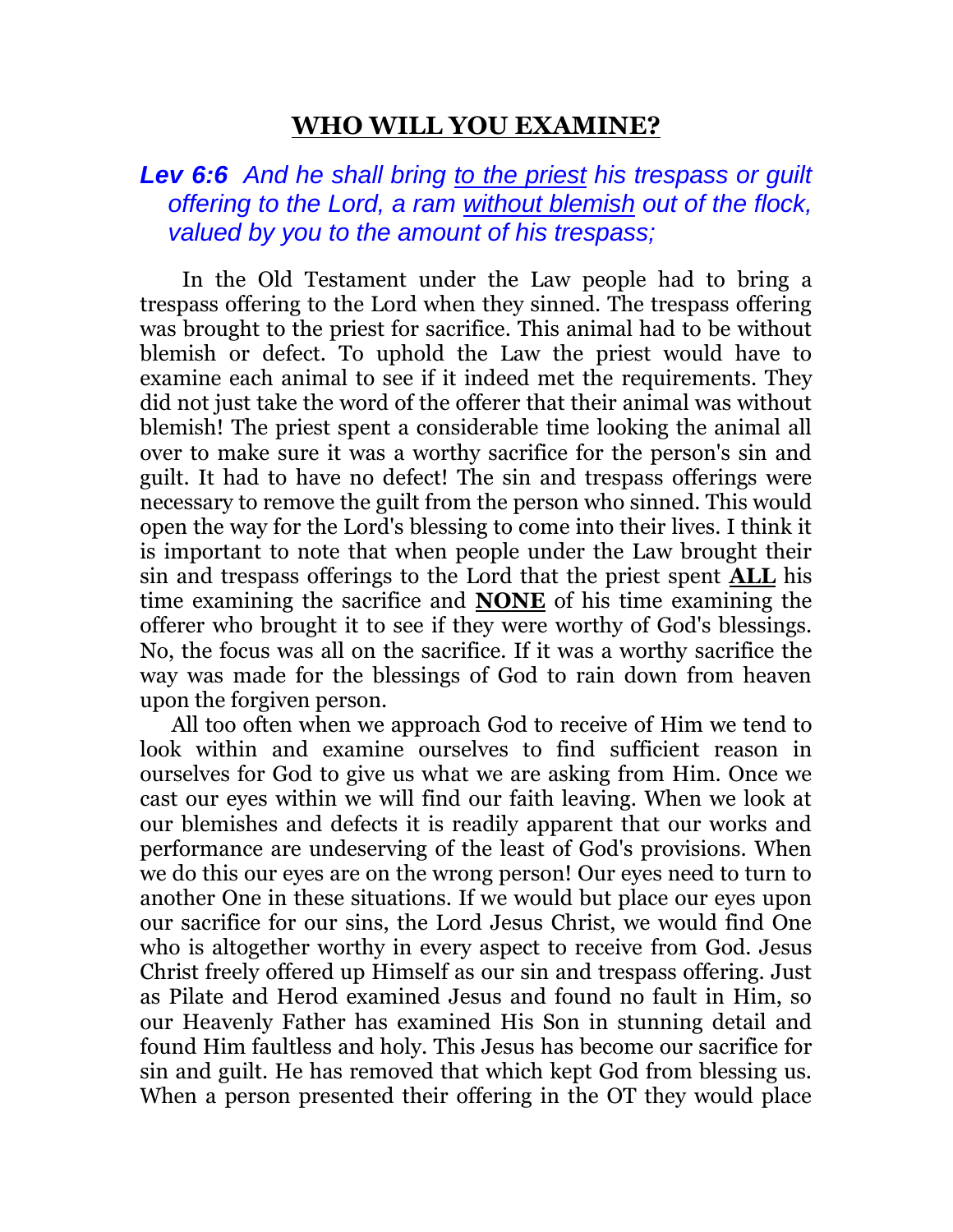# WHO WILL YOU EXAMINE?

***Lev 6:6*** *And he shall bring to the priest his trespass or guilt offering to the Lord, a ram without blemish out of the flock, valued by you to the amount of his trespass;*

In the Old Testament under the Law people had to bring a trespass offering to the Lord when they sinned. The trespass offering was brought to the priest for sacrifice. This animal had to be without blemish or defect. To uphold the Law the priest would have to examine each animal to see if it indeed met the requirements. They did not just take the word of the offerer that their animal was without blemish! The priest spent a considerable time looking the animal all over to make sure it was a worthy sacrifice for the person's sin and guilt. It had to have no defect! The sin and trespass offerings were necessary to remove the guilt from the person who sinned. This would open the way for the Lord's blessing to come into their lives. I think it is important to note that when people under the Law brought their sin and trespass offerings to the Lord that the priest spent **ALL** his time examining the sacrifice and **NONE** of his time examining the offerer who brought it to see if they were worthy of God's blessings. No, the focus was all on the sacrifice. If it was a worthy sacrifice the way was made for the blessings of God to rain down from heaven upon the forgiven person.

All too often when we approach God to receive of Him we tend to look within and examine ourselves to find sufficient reason in ourselves for God to give us what we are asking from Him. Once we cast our eyes within we will find our faith leaving. When we look at our blemishes and defects it is readily apparent that our works and performance are undeserving of the least of God's provisions. When we do this our eyes are on the wrong person! Our eyes need to turn to another One in these situations. If we would but place our eyes upon our sacrifice for our sins, the Lord Jesus Christ, we would find One who is altogether worthy in every aspect to receive from God. Jesus Christ freely offered up Himself as our sin and trespass offering. Just as Pilate and Herod examined Jesus and found no fault in Him, so our Heavenly Father has examined His Son in stunning detail and found Him faultless and holy. This Jesus has become our sacrifice for sin and guilt. He has removed that which kept God from blessing us. When a person presented their offering in the OT they would place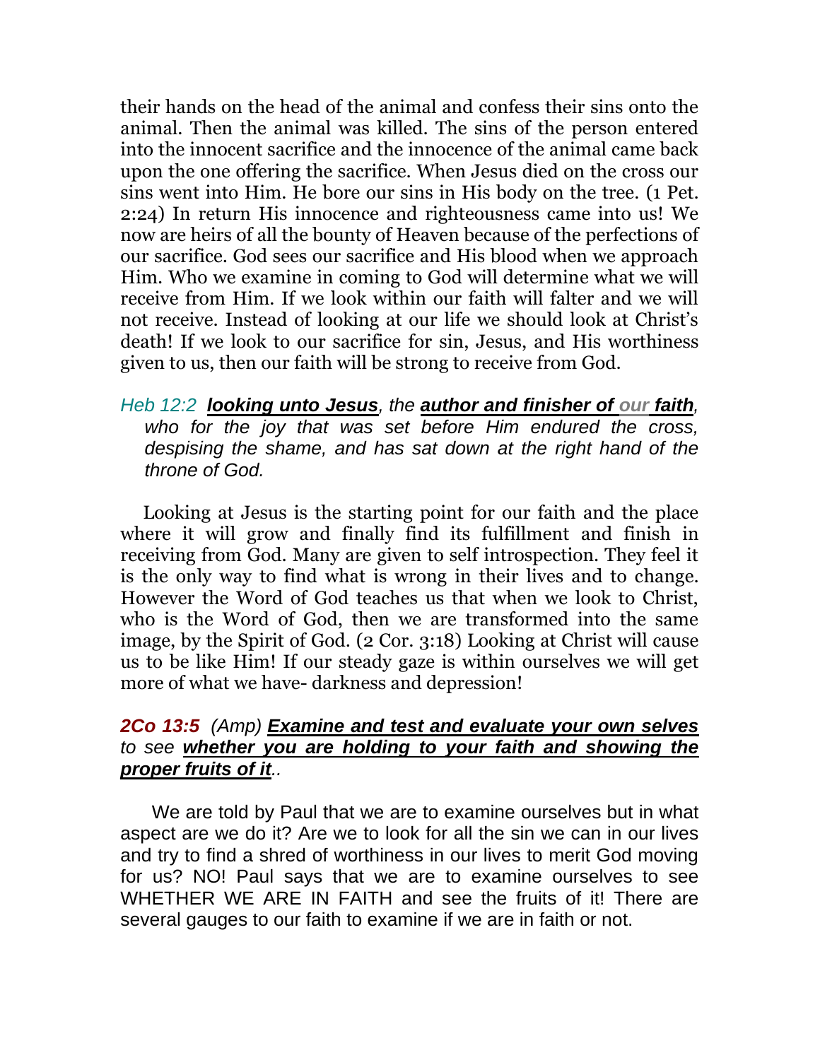their hands on the head of the animal and confess their sins onto the animal. Then the animal was killed. The sins of the person entered into the innocent sacrifice and the innocence of the animal came back upon the one offering the sacrifice. When Jesus died on the cross our sins went into Him. He bore our sins in His body on the tree. (1 Pet. 2:24) In return His innocence and righteousness came into us! We now are heirs of all the bounty of Heaven because of the perfections of our sacrifice. God sees our sacrifice and His blood when we approach Him. Who we examine in coming to God will determine what we will receive from Him. If we look within our faith will falter and we will not receive. Instead of looking at our life we should look at Christ's death! If we look to our sacrifice for sin, Jesus, and His worthiness given to us, then our faith will be strong to receive from God.

*Heb 12:2* ***looking unto Jesus****, the* ***author and finisher of our faith****, who for the joy that was set before Him endured the cross, despising the shame, and has sat down at the right hand of the throne of God.*

Looking at Jesus is the starting point for our faith and the place where it will grow and finally find its fulfillment and finish in receiving from God. Many are given to self introspection. They feel it is the only way to find what is wrong in their lives and to change. However the Word of God teaches us that when we look to Christ, who is the Word of God, then we are transformed into the same image, by the Spirit of God. (2 Cor. 3:18) Looking at Christ will cause us to be like Him! If our steady gaze is within ourselves we will get more of what we have- darkness and depression!

***2Co 13:5*** *(Amp)* ***Examine and test and evaluate your own selves*** *to see* ***whether you are holding to your faith and showing the proper fruits of it****..*

We are told by Paul that we are to examine ourselves but in what aspect are we do it? Are we to look for all the sin we can in our lives and try to find a shred of worthiness in our lives to merit God moving for us? NO! Paul says that we are to examine ourselves to see WHETHER WE ARE IN FAITH and see the fruits of it! There are several gauges to our faith to examine if we are in faith or not.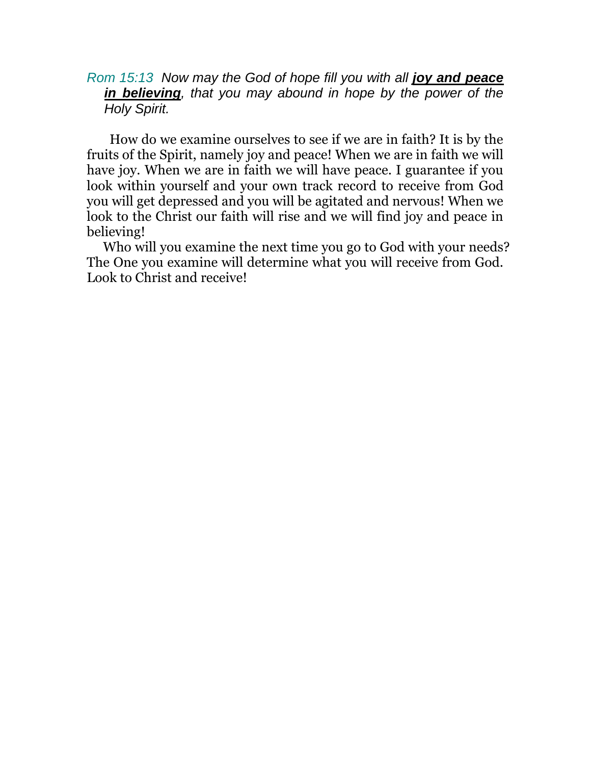*Rom 15:13 Now may the God of hope fill you with all **joy and peace in believing**, that you may abound in hope by the power of the Holy Spirit.*

How do we examine ourselves to see if we are in faith? It is by the fruits of the Spirit, namely joy and peace! When we are in faith we will have joy. When we are in faith we will have peace. I guarantee if you look within yourself and your own track record to receive from God you will get depressed and you will be agitated and nervous! When we look to the Christ our faith will rise and we will find joy and peace in believing!

Who will you examine the next time you go to God with your needs? The One you examine will determine what you will receive from God. Look to Christ and receive!